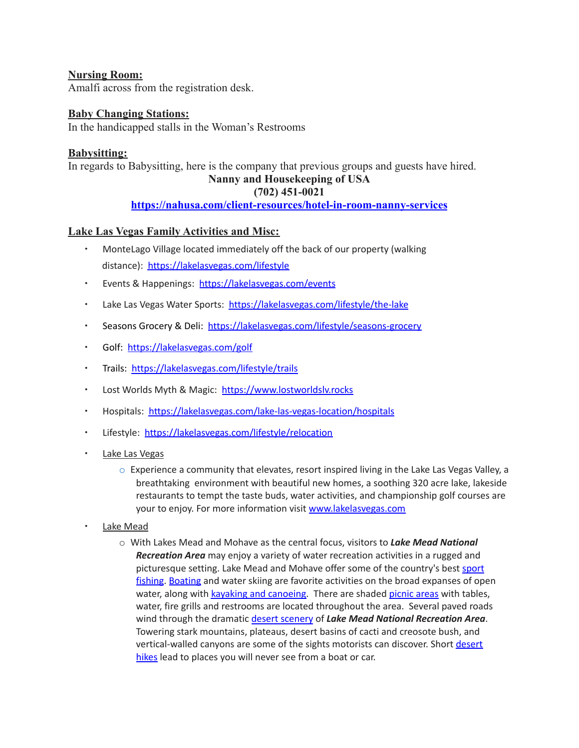**Nursing Room:**
Amalfi across from the registration desk.

**Baby Changing Stations:**
In the handicapped stalls in the Woman's Restrooms

**Babysitting:**
In regards to Babysitting, here is the company that previous groups and guests have hired.

**Nanny and Housekeeping of USA**
**(702) 451-0021**
**https://nahusa.com/client-resources/hotel-in-room-nanny-services**

**Lake Las Vegas Family Activities and Misc:**

- MonteLago Village located immediately off the back of our property (walking distance): https://lakelasvegas.com/lifestyle
- Events & Happenings: https://lakelasvegas.com/events
- Lake Las Vegas Water Sports: https://lakelasvegas.com/lifestyle/the-lake
- Seasons Grocery & Deli: https://lakelasvegas.com/lifestyle/seasons-grocery
- Golf: https://lakelasvegas.com/golf
- Trails: https://lakelasvegas.com/lifestyle/trails
- Lost Worlds Myth & Magic: https://www.lostworldslv.rocks
- Hospitals: https://lakelasvegas.com/lake-las-vegas-location/hospitals
- Lifestyle: https://lakelasvegas.com/lifestyle/relocation
- Lake Las Vegas
  - Experience a community that elevates, resort inspired living in the Lake Las Vegas Valley, a breathtaking environment with beautiful new homes, a soothing 320 acre lake, lakeside restaurants to tempt the taste buds, water activities, and championship golf courses are your to enjoy. For more information visit www.lakelasvegas.com
- Lake Mead
  - With Lakes Mead and Mohave as the central focus, visitors to ***Lake Mead National Recreation Area*** may enjoy a variety of water recreation activities in a rugged and picturesque setting. Lake Mead and Mohave offer some of the country's best sport fishing. Boating and water skiing are favorite activities on the broad expanses of open water, along with kayaking and canoeing. There are shaded picnic areas with tables, water, fire grills and restrooms are located throughout the area. Several paved roads wind through the dramatic desert scenery of ***Lake Mead National Recreation Area***. Towering stark mountains, plateaus, desert basins of cacti and creosote bush, and vertical-walled canyons are some of the sights motorists can discover. Short desert hikes lead to places you will never see from a boat or car.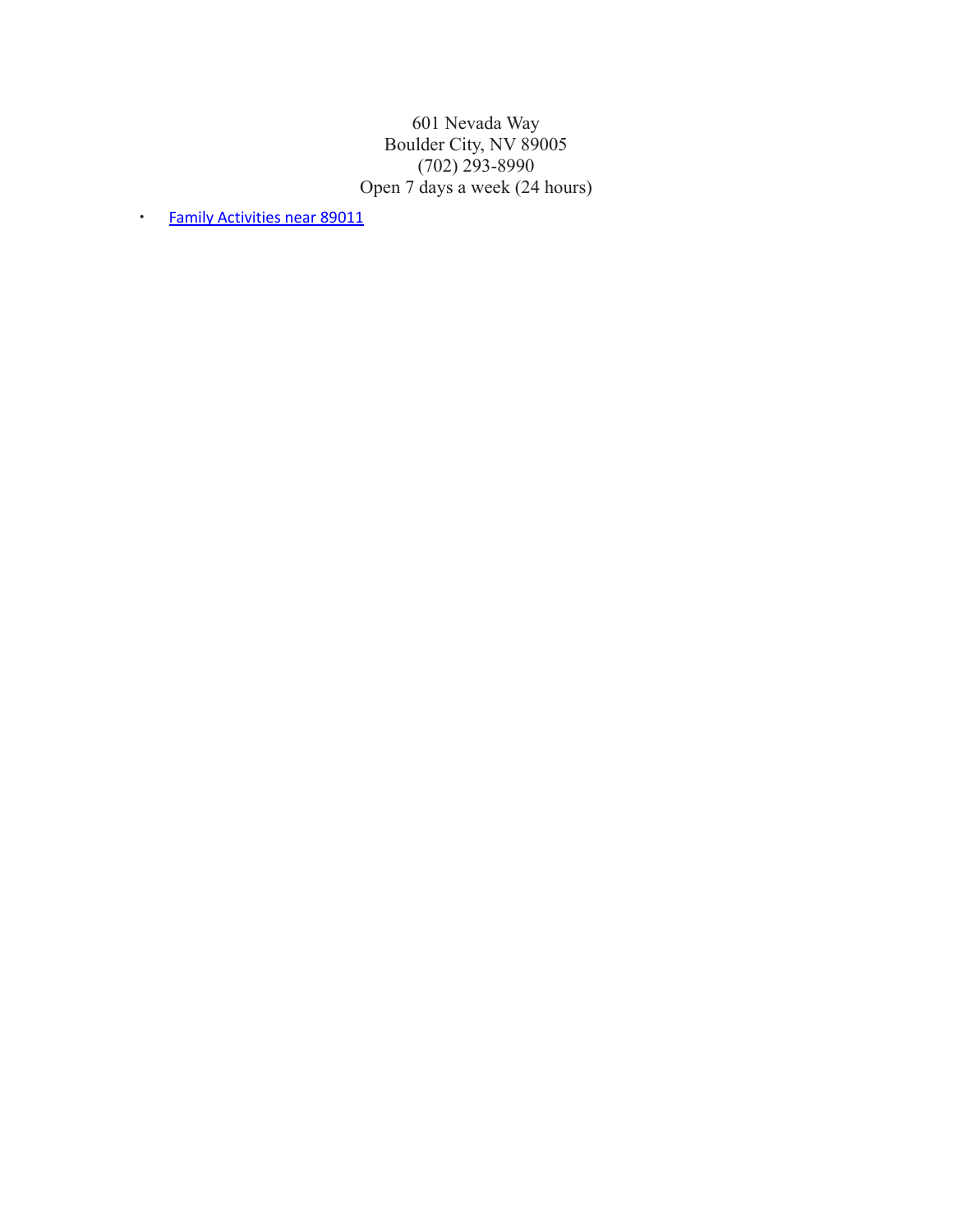601 Nevada Way
Boulder City, NV 89005
(702) 293-8990
Open 7 days a week (24 hours)

- Family Activities near 89011